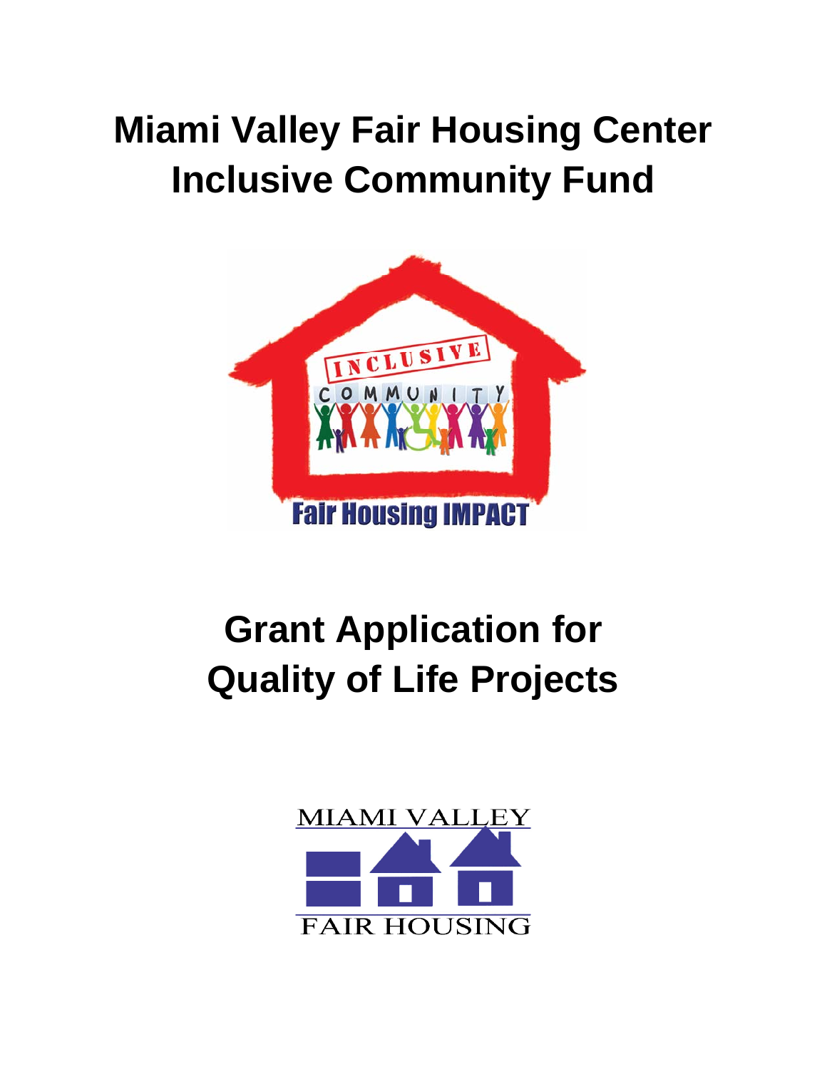# Miami Valley Fair Housing Center
# Inclusive Community Fund

# Grant Application for Quality of Life Projects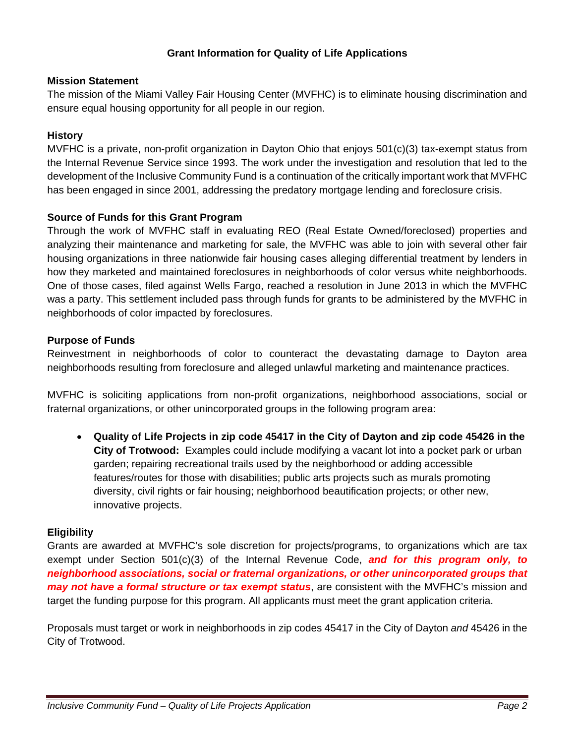## Grant Information for Quality of Life Applications

### Mission Statement

The mission of the Miami Valley Fair Housing Center (MVFHC) is to eliminate housing discrimination and ensure equal housing opportunity for all people in our region.

### History

MVFHC is a private, non-profit organization in Dayton Ohio that enjoys 501(c)(3) tax-exempt status from the Internal Revenue Service since 1993. The work under the investigation and resolution that led to the development of the Inclusive Community Fund is a continuation of the critically important work that MVFHC has been engaged in since 2001, addressing the predatory mortgage lending and foreclosure crisis.

### Source of Funds for this Grant Program

Through the work of MVFHC staff in evaluating REO (Real Estate Owned/foreclosed) properties and analyzing their maintenance and marketing for sale, the MVFHC was able to join with several other fair housing organizations in three nationwide fair housing cases alleging differential treatment by lenders in how they marketed and maintained foreclosures in neighborhoods of color versus white neighborhoods. One of those cases, filed against Wells Fargo, reached a resolution in June 2013 in which the MVFHC was a party. This settlement included pass through funds for grants to be administered by the MVFHC in neighborhoods of color impacted by foreclosures.

### Purpose of Funds

Reinvestment in neighborhoods of color to counteract the devastating damage to Dayton area neighborhoods resulting from foreclosure and alleged unlawful marketing and maintenance practices.

MVFHC is soliciting applications from non-profit organizations, neighborhood associations, social or fraternal organizations, or other unincorporated groups in the following program area:

- **Quality of Life Projects in zip code 45417 in the City of Dayton and zip code 45426 in the City of Trotwood:** Examples could include modifying a vacant lot into a pocket park or urban garden; repairing recreational trails used by the neighborhood or adding accessible features/routes for those with disabilities; public arts projects such as murals promoting diversity, civil rights or fair housing; neighborhood beautification projects; or other new, innovative projects.

### Eligibility

Grants are awarded at MVFHC's sole discretion for projects/programs, to organizations which are tax exempt under Section 501(c)(3) of the Internal Revenue Code, ***and for this program only, to neighborhood associations, social or fraternal organizations, or other unincorporated groups that may not have a formal structure or tax exempt status***, are consistent with the MVFHC's mission and target the funding purpose for this program. All applicants must meet the grant application criteria.

Proposals must target or work in neighborhoods in zip codes 45417 in the City of Dayton *and* 45426 in the City of Trotwood.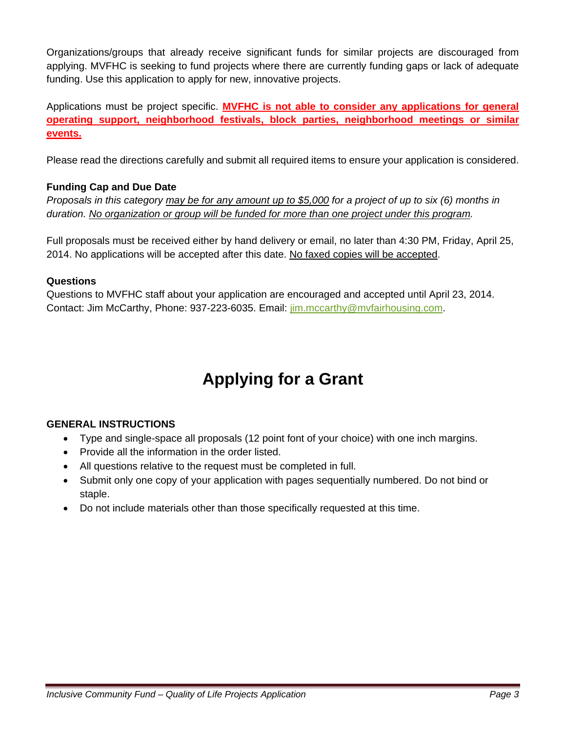Organizations/groups that already receive significant funds for similar projects are discouraged from applying. MVFHC is seeking to fund projects where there are currently funding gaps or lack of adequate funding. Use this application to apply for new, innovative projects.

Applications must be project specific. **MVFHC is not able to consider any applications for general operating support, neighborhood festivals, block parties, neighborhood meetings or similar events.**

Please read the directions carefully and submit all required items to ensure your application is considered.

**Funding Cap and Due Date**

*Proposals in this category may be for any amount up to $5,000 for a project of up to six (6) months in duration. No organization or group will be funded for more than one project under this program.*

Full proposals must be received either by hand delivery or email, no later than 4:30 PM, Friday, April 25, 2014. No applications will be accepted after this date. No faxed copies will be accepted.

**Questions**

Questions to MVFHC staff about your application are encouraged and accepted until April 23, 2014. Contact: Jim McCarthy, Phone: 937-223-6035. Email: jim.mccarthy@mvfairhousing.com.

# Applying for a Grant

**GENERAL INSTRUCTIONS**

- Type and single-space all proposals (12 point font of your choice) with one inch margins.
- Provide all the information in the order listed.
- All questions relative to the request must be completed in full.
- Submit only one copy of your application with pages sequentially numbered. Do not bind or staple.
- Do not include materials other than those specifically requested at this time.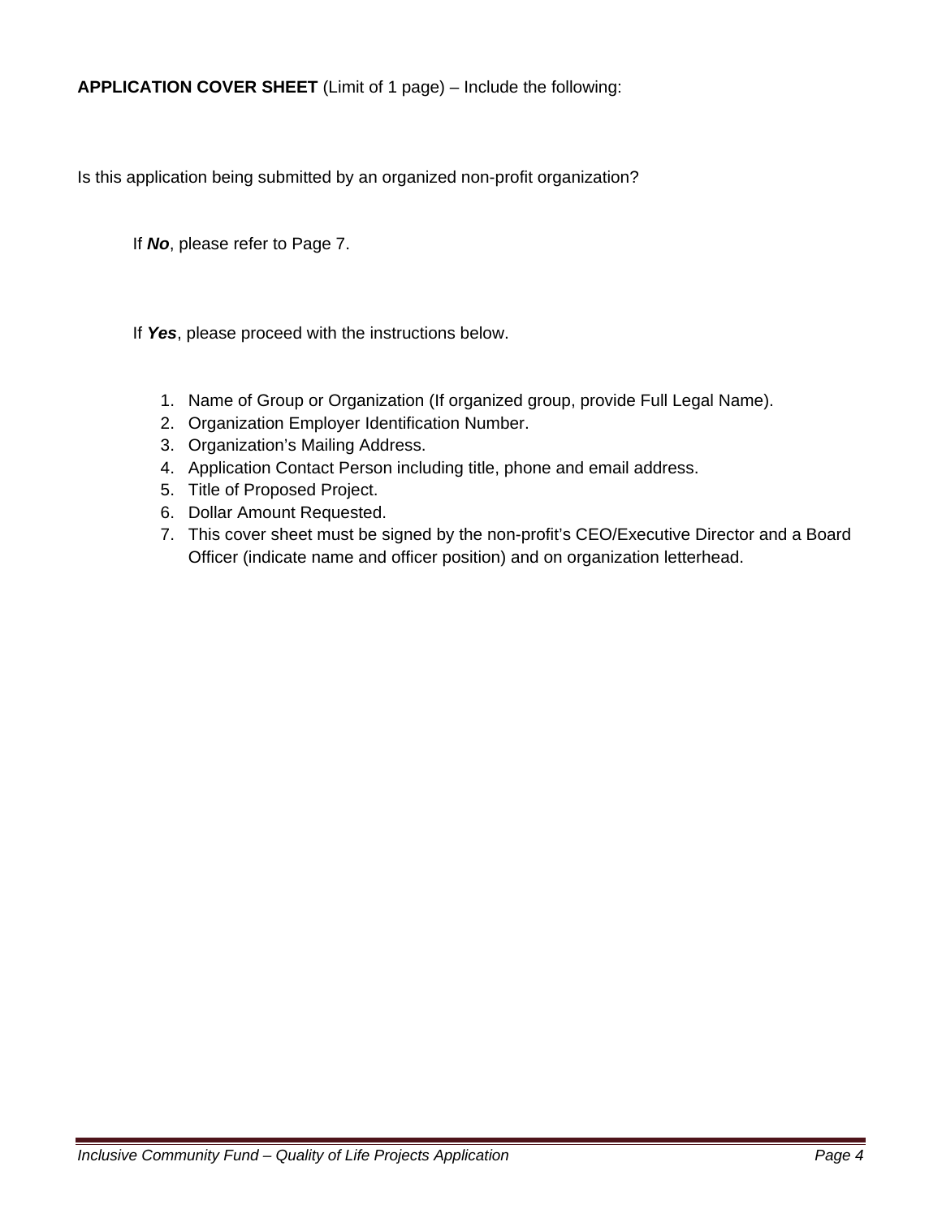**APPLICATION COVER SHEET** (Limit of 1 page) – Include the following:

Is this application being submitted by an organized non-profit organization?

If ***No***, please refer to Page 7.

If ***Yes***, please proceed with the instructions below.

1. Name of Group or Organization (If organized group, provide Full Legal Name).
2. Organization Employer Identification Number.
3. Organization's Mailing Address.
4. Application Contact Person including title, phone and email address.
5. Title of Proposed Project.
6. Dollar Amount Requested.
7. This cover sheet must be signed by the non-profit's CEO/Executive Director and a Board Officer (indicate name and officer position) and on organization letterhead.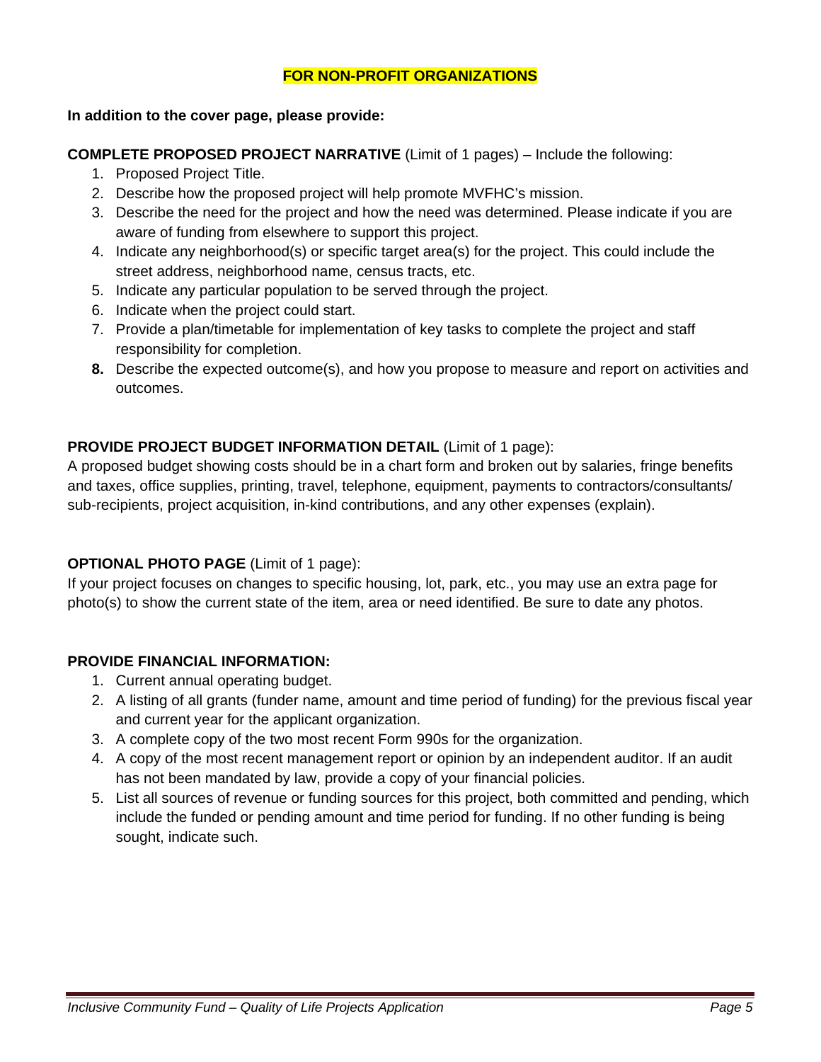**FOR NON-PROFIT ORGANIZATIONS**

**In addition to the cover page, please provide:**

**COMPLETE PROPOSED PROJECT NARRATIVE** (Limit of 1 pages) – Include the following:

1. Proposed Project Title.
2. Describe how the proposed project will help promote MVFHC's mission.
3. Describe the need for the project and how the need was determined. Please indicate if you are aware of funding from elsewhere to support this project.
4. Indicate any neighborhood(s) or specific target area(s) for the project. This could include the street address, neighborhood name, census tracts, etc.
5. Indicate any particular population to be served through the project.
6. Indicate when the project could start.
7. Provide a plan/timetable for implementation of key tasks to complete the project and staff responsibility for completion.
8. Describe the expected outcome(s), and how you propose to measure and report on activities and outcomes.

**PROVIDE PROJECT BUDGET INFORMATION DETAIL** (Limit of 1 page):
A proposed budget showing costs should be in a chart form and broken out by salaries, fringe benefits and taxes, office supplies, printing, travel, telephone, equipment, payments to contractors/consultants/ sub-recipients, project acquisition, in-kind contributions, and any other expenses (explain).

**OPTIONAL PHOTO PAGE** (Limit of 1 page):
If your project focuses on changes to specific housing, lot, park, etc., you may use an extra page for photo(s) to show the current state of the item, area or need identified. Be sure to date any photos.

**PROVIDE FINANCIAL INFORMATION:**

1. Current annual operating budget.
2. A listing of all grants (funder name, amount and time period of funding) for the previous fiscal year and current year for the applicant organization.
3. A complete copy of the two most recent Form 990s for the organization.
4. A copy of the most recent management report or opinion by an independent auditor. If an audit has not been mandated by law, provide a copy of your financial policies.
5. List all sources of revenue or funding sources for this project, both committed and pending, which include the funded or pending amount and time period for funding. If no other funding is being sought, indicate such.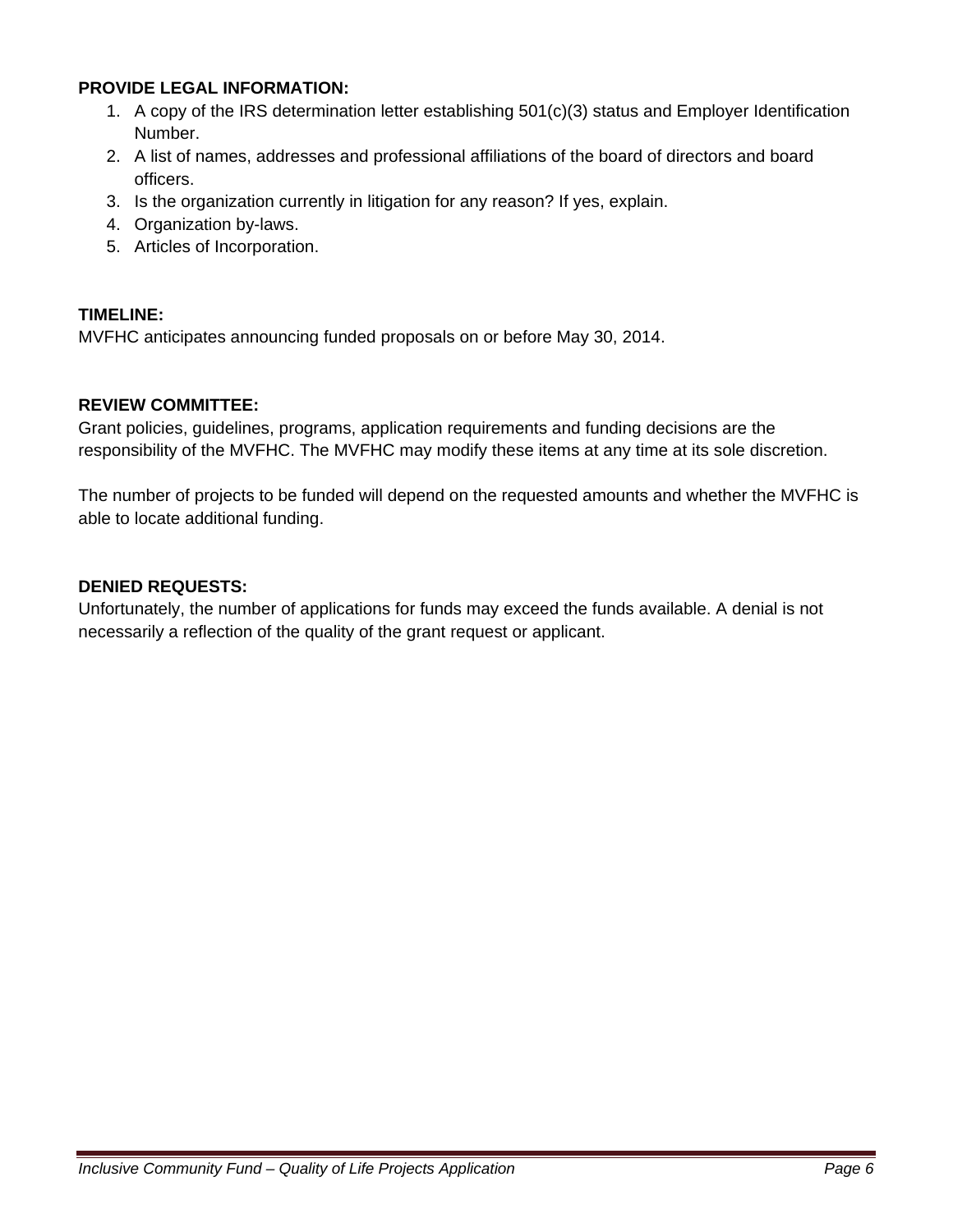**PROVIDE LEGAL INFORMATION:**

1. A copy of the IRS determination letter establishing 501(c)(3) status and Employer Identification Number.
2. A list of names, addresses and professional affiliations of the board of directors and board officers.
3. Is the organization currently in litigation for any reason? If yes, explain.
4. Organization by-laws.
5. Articles of Incorporation.

**TIMELINE:**

MVFHC anticipates announcing funded proposals on or before May 30, 2014.

**REVIEW COMMITTEE:**

Grant policies, guidelines, programs, application requirements and funding decisions are the responsibility of the MVFHC. The MVFHC may modify these items at any time at its sole discretion.

The number of projects to be funded will depend on the requested amounts and whether the MVFHC is able to locate additional funding.

**DENIED REQUESTS:**

Unfortunately, the number of applications for funds may exceed the funds available. A denial is not necessarily a reflection of the quality of the grant request or applicant.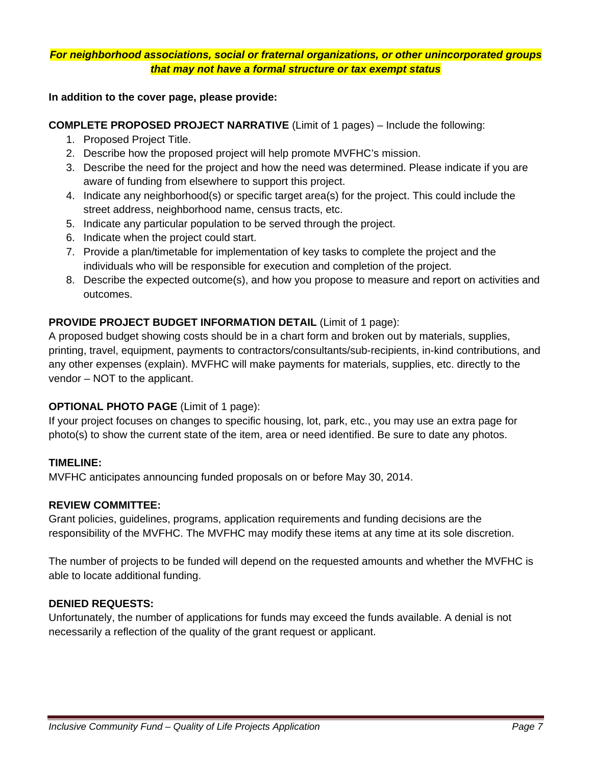***For neighborhood associations, social or fraternal organizations, or other unincorporated groups that may not have a formal structure or tax exempt status***

**In addition to the cover page, please provide:**

**COMPLETE PROPOSED PROJECT NARRATIVE** (Limit of 1 pages) – Include the following:

1. Proposed Project Title.
2. Describe how the proposed project will help promote MVFHC's mission.
3. Describe the need for the project and how the need was determined. Please indicate if you are aware of funding from elsewhere to support this project.
4. Indicate any neighborhood(s) or specific target area(s) for the project. This could include the street address, neighborhood name, census tracts, etc.
5. Indicate any particular population to be served through the project.
6. Indicate when the project could start.
7. Provide a plan/timetable for implementation of key tasks to complete the project and the individuals who will be responsible for execution and completion of the project.
8. Describe the expected outcome(s), and how you propose to measure and report on activities and outcomes.

**PROVIDE PROJECT BUDGET INFORMATION DETAIL** (Limit of 1 page):

A proposed budget showing costs should be in a chart form and broken out by materials, supplies, printing, travel, equipment, payments to contractors/consultants/sub-recipients, in-kind contributions, and any other expenses (explain). MVFHC will make payments for materials, supplies, etc. directly to the vendor – NOT to the applicant.

**OPTIONAL PHOTO PAGE** (Limit of 1 page):

If your project focuses on changes to specific housing, lot, park, etc., you may use an extra page for photo(s) to show the current state of the item, area or need identified. Be sure to date any photos.

**TIMELINE:**

MVFHC anticipates announcing funded proposals on or before May 30, 2014.

**REVIEW COMMITTEE:**

Grant policies, guidelines, programs, application requirements and funding decisions are the responsibility of the MVFHC. The MVFHC may modify these items at any time at its sole discretion.

The number of projects to be funded will depend on the requested amounts and whether the MVFHC is able to locate additional funding.

**DENIED REQUESTS:**

Unfortunately, the number of applications for funds may exceed the funds available. A denial is not necessarily a reflection of the quality of the grant request or applicant.